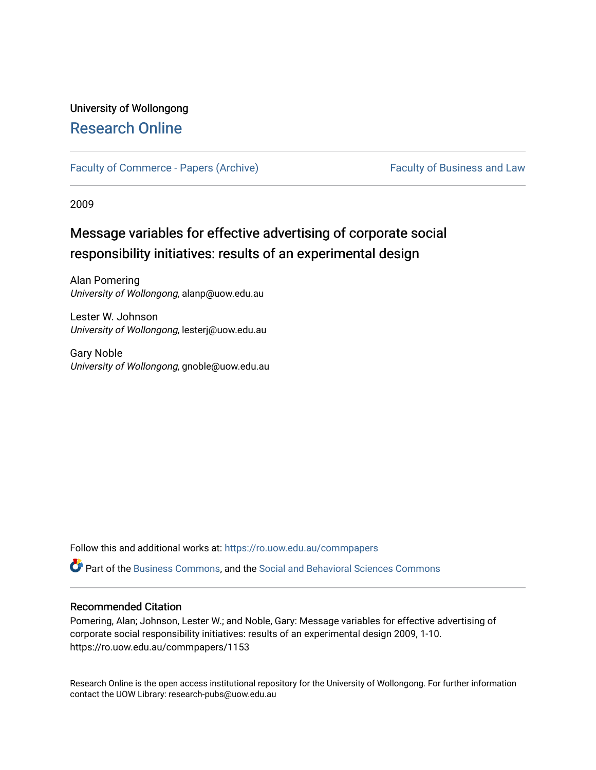University of Wollongong

# Research Online

Faculty of Commerce - Papers (Archive) | Faculty of Business and Law

2009

# Message variables for effective advertising of corporate social responsibility initiatives: results of an experimental design

Alan Pomering
*University of Wollongong*, alanp@uow.edu.au

Lester W. Johnson
*University of Wollongong*, lesterj@uow.edu.au

Gary Noble
*University of Wollongong*, gnoble@uow.edu.au

Follow this and additional works at: https://ro.uow.edu.au/commpapers

Part of the Business Commons, and the Social and Behavioral Sciences Commons

## Recommended Citation

Pomering, Alan; Johnson, Lester W.; and Noble, Gary: Message variables for effective advertising of corporate social responsibility initiatives: results of an experimental design 2009, 1-10.
https://ro.uow.edu.au/commpapers/1153

Research Online is the open access institutional repository for the University of Wollongong. For further information contact the UOW Library: research-pubs@uow.edu.au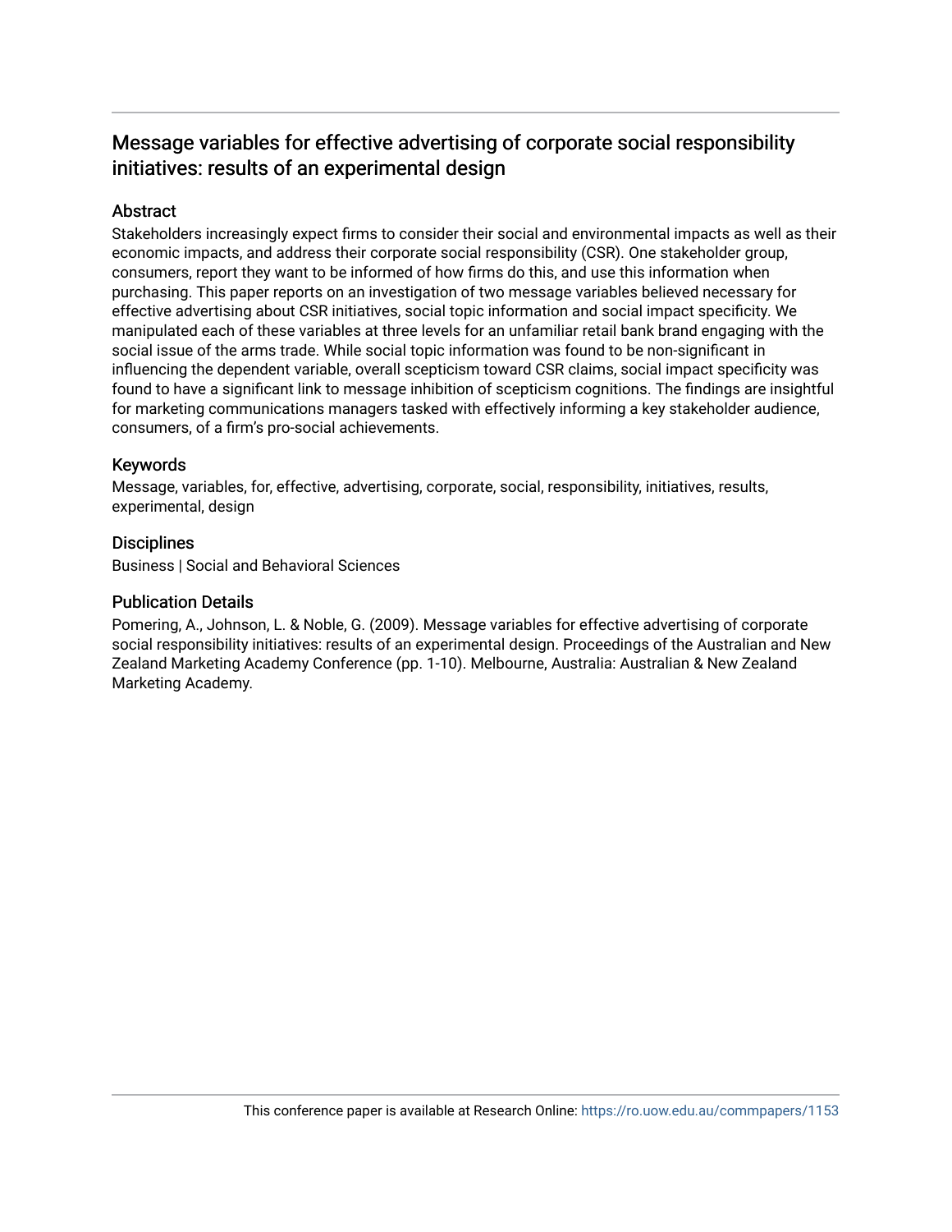## Message variables for effective advertising of corporate social responsibility initiatives: results of an experimental design

### Abstract

Stakeholders increasingly expect firms to consider their social and environmental impacts as well as their economic impacts, and address their corporate social responsibility (CSR). One stakeholder group, consumers, report they want to be informed of how firms do this, and use this information when purchasing. This paper reports on an investigation of two message variables believed necessary for effective advertising about CSR initiatives, social topic information and social impact specificity. We manipulated each of these variables at three levels for an unfamiliar retail bank brand engaging with the social issue of the arms trade. While social topic information was found to be non-significant in influencing the dependent variable, overall scepticism toward CSR claims, social impact specificity was found to have a significant link to message inhibition of scepticism cognitions. The findings are insightful for marketing communications managers tasked with effectively informing a key stakeholder audience, consumers, of a firm's pro-social achievements.

### Keywords

Message, variables, for, effective, advertising, corporate, social, responsibility, initiatives, results, experimental, design

### Disciplines

Business | Social and Behavioral Sciences

### Publication Details

Pomering, A., Johnson, L. & Noble, G. (2009). Message variables for effective advertising of corporate social responsibility initiatives: results of an experimental design. Proceedings of the Australian and New Zealand Marketing Academy Conference (pp. 1-10). Melbourne, Australia: Australian & New Zealand Marketing Academy.

This conference paper is available at Research Online: https://ro.uow.edu.au/commpapers/1153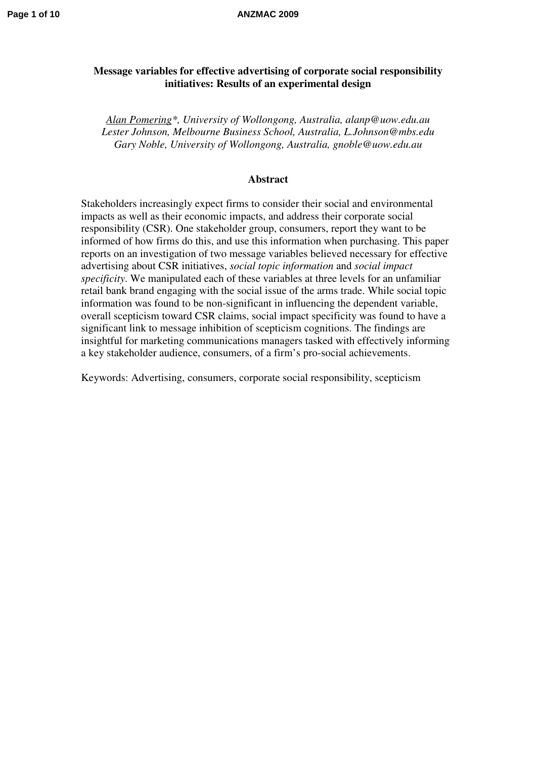**Message variables for effective advertising of corporate social responsibility initiatives: Results of an experimental design**

*Alan Pomering\*, University of Wollongong, Australia, alanp@uow.edu.au*
*Lester Johnson, Melbourne Business School, Australia, L.Johnson@mbs.edu*
*Gary Noble, University of Wollongong, Australia, gnoble@uow.edu.au*

## Abstract

Stakeholders increasingly expect firms to consider their social and environmental impacts as well as their economic impacts, and address their corporate social responsibility (CSR). One stakeholder group, consumers, report they want to be informed of how firms do this, and use this information when purchasing. This paper reports on an investigation of two message variables believed necessary for effective advertising about CSR initiatives, *social topic information* and *social impact specificity*. We manipulated each of these variables at three levels for an unfamiliar retail bank brand engaging with the social issue of the arms trade. While social topic information was found to be non-significant in influencing the dependent variable, overall scepticism toward CSR claims, social impact specificity was found to have a significant link to message inhibition of scepticism cognitions. The findings are insightful for marketing communications managers tasked with effectively informing a key stakeholder audience, consumers, of a firm's pro-social achievements.

Keywords: Advertising, consumers, corporate social responsibility, scepticism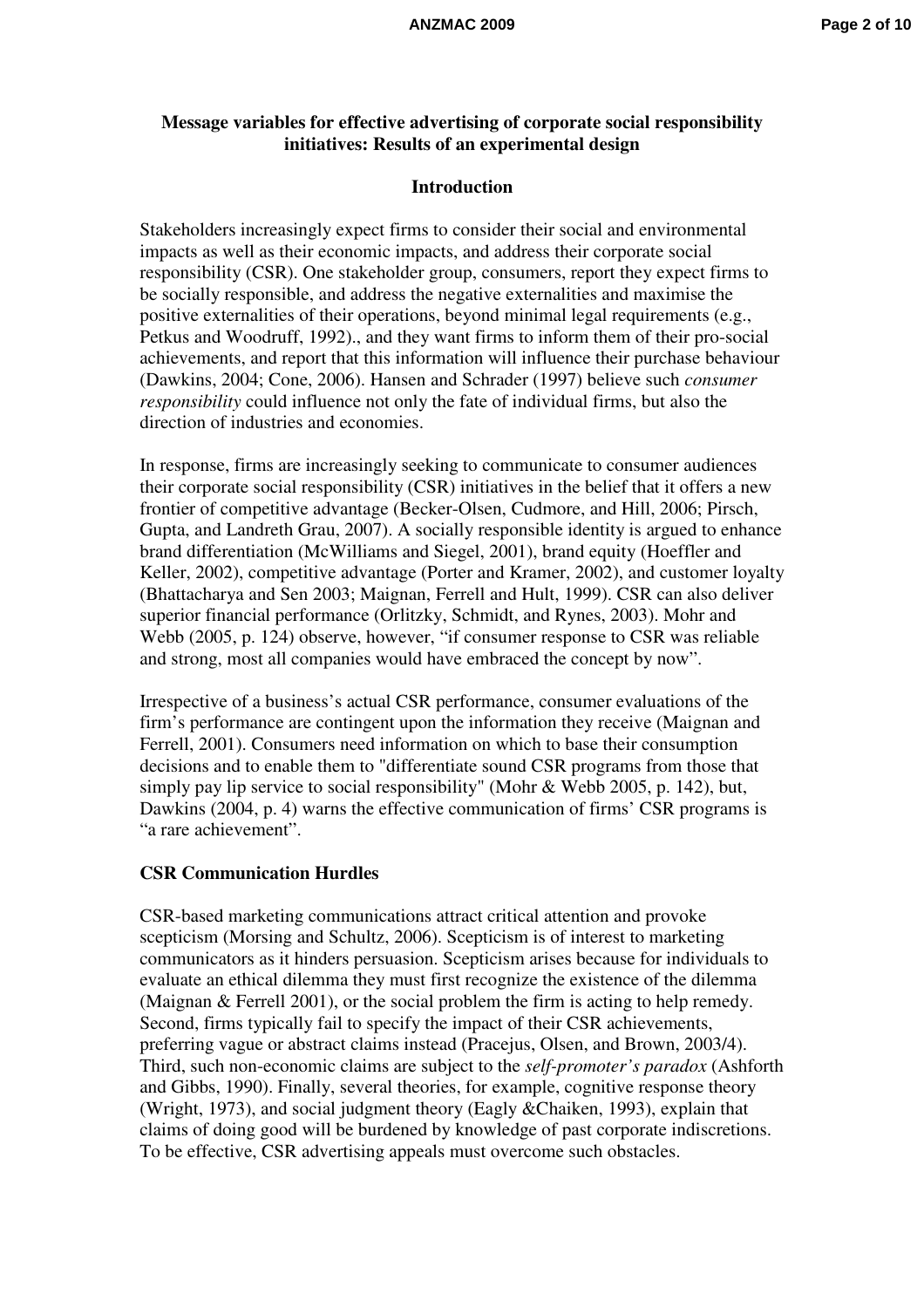**Message variables for effective advertising of corporate social responsibility initiatives: Results of an experimental design**

## Introduction

Stakeholders increasingly expect firms to consider their social and environmental impacts as well as their economic impacts, and address their corporate social responsibility (CSR). One stakeholder group, consumers, report they expect firms to be socially responsible, and address the negative externalities and maximise the positive externalities of their operations, beyond minimal legal requirements (e.g., Petkus and Woodruff, 1992)., and they want firms to inform them of their pro-social achievements, and report that this information will influence their purchase behaviour (Dawkins, 2004; Cone, 2006). Hansen and Schrader (1997) believe such *consumer responsibility* could influence not only the fate of individual firms, but also the direction of industries and economies.

In response, firms are increasingly seeking to communicate to consumer audiences their corporate social responsibility (CSR) initiatives in the belief that it offers a new frontier of competitive advantage (Becker-Olsen, Cudmore, and Hill, 2006; Pirsch, Gupta, and Landreth Grau, 2007). A socially responsible identity is argued to enhance brand differentiation (McWilliams and Siegel, 2001), brand equity (Hoeffler and Keller, 2002), competitive advantage (Porter and Kramer, 2002), and customer loyalty (Bhattacharya and Sen 2003; Maignan, Ferrell and Hult, 1999). CSR can also deliver superior financial performance (Orlitzky, Schmidt, and Rynes, 2003). Mohr and Webb (2005, p. 124) observe, however, "if consumer response to CSR was reliable and strong, most all companies would have embraced the concept by now".

Irrespective of a business's actual CSR performance, consumer evaluations of the firm's performance are contingent upon the information they receive (Maignan and Ferrell, 2001). Consumers need information on which to base their consumption decisions and to enable them to "differentiate sound CSR programs from those that simply pay lip service to social responsibility" (Mohr & Webb 2005, p. 142), but, Dawkins (2004, p. 4) warns the effective communication of firms' CSR programs is "a rare achievement".

## CSR Communication Hurdles

CSR-based marketing communications attract critical attention and provoke scepticism (Morsing and Schultz, 2006). Scepticism is of interest to marketing communicators as it hinders persuasion. Scepticism arises because for individuals to evaluate an ethical dilemma they must first recognize the existence of the dilemma (Maignan & Ferrell 2001), or the social problem the firm is acting to help remedy. Second, firms typically fail to specify the impact of their CSR achievements, preferring vague or abstract claims instead (Pracejus, Olsen, and Brown, 2003/4). Third, such non-economic claims are subject to the *self-promoter's paradox* (Ashforth and Gibbs, 1990). Finally, several theories, for example, cognitive response theory (Wright, 1973), and social judgment theory (Eagly &Chaiken, 1993), explain that claims of doing good will be burdened by knowledge of past corporate indiscretions. To be effective, CSR advertising appeals must overcome such obstacles.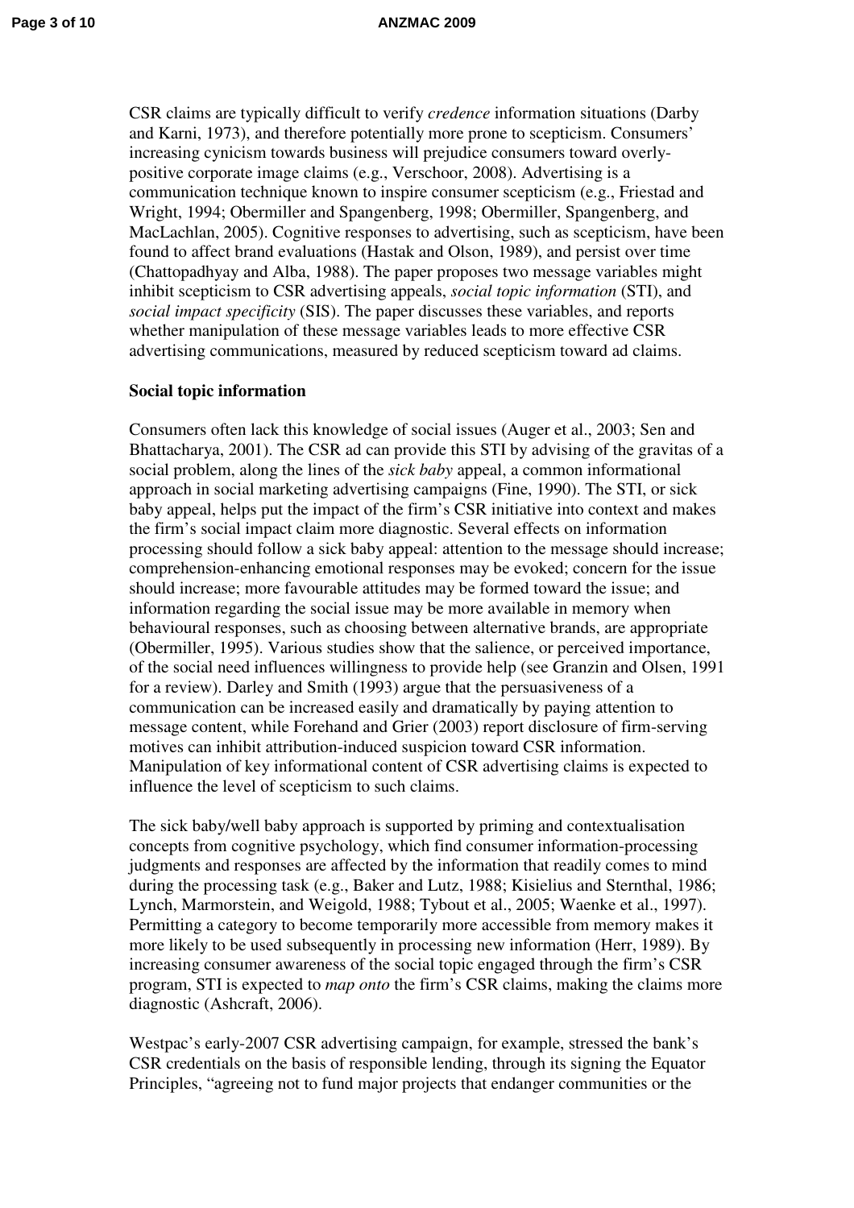CSR claims are typically difficult to verify *credence* information situations (Darby and Karni, 1973), and therefore potentially more prone to scepticism. Consumers' increasing cynicism towards business will prejudice consumers toward overly-positive corporate image claims (e.g., Verschoor, 2008). Advertising is a communication technique known to inspire consumer scepticism (e.g., Friestad and Wright, 1994; Obermiller and Spangenberg, 1998; Obermiller, Spangenberg, and MacLachlan, 2005). Cognitive responses to advertising, such as scepticism, have been found to affect brand evaluations (Hastak and Olson, 1989), and persist over time (Chattopadhyay and Alba, 1988). The paper proposes two message variables might inhibit scepticism to CSR advertising appeals, *social topic information* (STI), and *social impact specificity* (SIS). The paper discusses these variables, and reports whether manipulation of these message variables leads to more effective CSR advertising communications, measured by reduced scepticism toward ad claims.

**Social topic information**

Consumers often lack this knowledge of social issues (Auger et al., 2003; Sen and Bhattacharya, 2001). The CSR ad can provide this STI by advising of the gravitas of a social problem, along the lines of the *sick baby* appeal, a common informational approach in social marketing advertising campaigns (Fine, 1990). The STI, or sick baby appeal, helps put the impact of the firm's CSR initiative into context and makes the firm's social impact claim more diagnostic. Several effects on information processing should follow a sick baby appeal: attention to the message should increase; comprehension-enhancing emotional responses may be evoked; concern for the issue should increase; more favourable attitudes may be formed toward the issue; and information regarding the social issue may be more available in memory when behavioural responses, such as choosing between alternative brands, are appropriate (Obermiller, 1995). Various studies show that the salience, or perceived importance, of the social need influences willingness to provide help (see Granzin and Olsen, 1991 for a review). Darley and Smith (1993) argue that the persuasiveness of a communication can be increased easily and dramatically by paying attention to message content, while Forehand and Grier (2003) report disclosure of firm-serving motives can inhibit attribution-induced suspicion toward CSR information. Manipulation of key informational content of CSR advertising claims is expected to influence the level of scepticism to such claims.

The sick baby/well baby approach is supported by priming and contextualisation concepts from cognitive psychology, which find consumer information-processing judgments and responses are affected by the information that readily comes to mind during the processing task (e.g., Baker and Lutz, 1988; Kisielius and Sternthal, 1986; Lynch, Marmorstein, and Weigold, 1988; Tybout et al., 2005; Waenke et al., 1997). Permitting a category to become temporarily more accessible from memory makes it more likely to be used subsequently in processing new information (Herr, 1989). By increasing consumer awareness of the social topic engaged through the firm's CSR program, STI is expected to *map onto* the firm's CSR claims, making the claims more diagnostic (Ashcraft, 2006).

Westpac's early-2007 CSR advertising campaign, for example, stressed the bank's CSR credentials on the basis of responsible lending, through its signing the Equator Principles, "agreeing not to fund major projects that endanger communities or the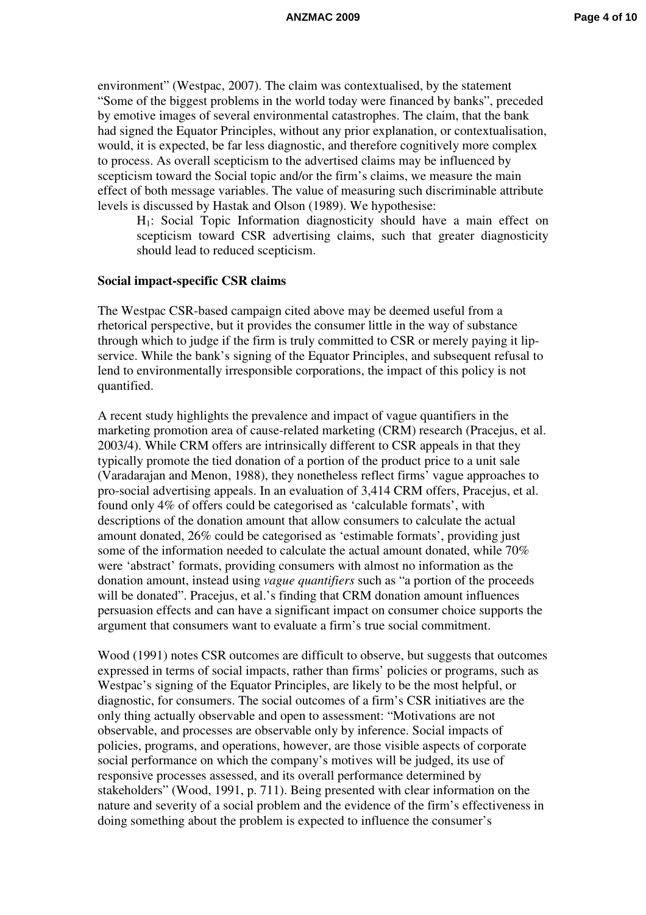environment" (Westpac, 2007). The claim was contextualised, by the statement "Some of the biggest problems in the world today were financed by banks", preceded by emotive images of several environmental catastrophes. The claim, that the bank had signed the Equator Principles, without any prior explanation, or contextualisation, would, it is expected, be far less diagnostic, and therefore cognitively more complex to process. As overall scepticism to the advertised claims may be influenced by scepticism toward the Social topic and/or the firm's claims, we measure the main effect of both message variables. The value of measuring such discriminable attribute levels is discussed by Hastak and Olson (1989). We hypothesise:

> $H_1$: Social Topic Information diagnosticity should have a main effect on scepticism toward CSR advertising claims, such that greater diagnosticity should lead to reduced scepticism.

**Social impact-specific CSR claims**

The Westpac CSR-based campaign cited above may be deemed useful from a rhetorical perspective, but it provides the consumer little in the way of substance through which to judge if the firm is truly committed to CSR or merely paying it lip-service. While the bank's signing of the Equator Principles, and subsequent refusal to lend to environmentally irresponsible corporations, the impact of this policy is not quantified.

A recent study highlights the prevalence and impact of vague quantifiers in the marketing promotion area of cause-related marketing (CRM) research (Pracejus, et al. 2003/4). While CRM offers are intrinsically different to CSR appeals in that they typically promote the tied donation of a portion of the product price to a unit sale (Varadarajan and Menon, 1988), they nonetheless reflect firms' vague approaches to pro-social advertising appeals. In an evaluation of 3,414 CRM offers, Pracejus, et al. found only 4% of offers could be categorised as 'calculable formats', with descriptions of the donation amount that allow consumers to calculate the actual amount donated, 26% could be categorised as 'estimable formats', providing just some of the information needed to calculate the actual amount donated, while 70% were 'abstract' formats, providing consumers with almost no information as the donation amount, instead using *vague quantifiers* such as "a portion of the proceeds will be donated". Pracejus, et al.'s finding that CRM donation amount influences persuasion effects and can have a significant impact on consumer choice supports the argument that consumers want to evaluate a firm's true social commitment.

Wood (1991) notes CSR outcomes are difficult to observe, but suggests that outcomes expressed in terms of social impacts, rather than firms' policies or programs, such as Westpac's signing of the Equator Principles, are likely to be the most helpful, or diagnostic, for consumers. The social outcomes of a firm's CSR initiatives are the only thing actually observable and open to assessment: "Motivations are not observable, and processes are observable only by inference. Social impacts of policies, programs, and operations, however, are those visible aspects of corporate social performance on which the company's motives will be judged, its use of responsive processes assessed, and its overall performance determined by stakeholders" (Wood, 1991, p. 711). Being presented with clear information on the nature and severity of a social problem and the evidence of the firm's effectiveness in doing something about the problem is expected to influence the consumer's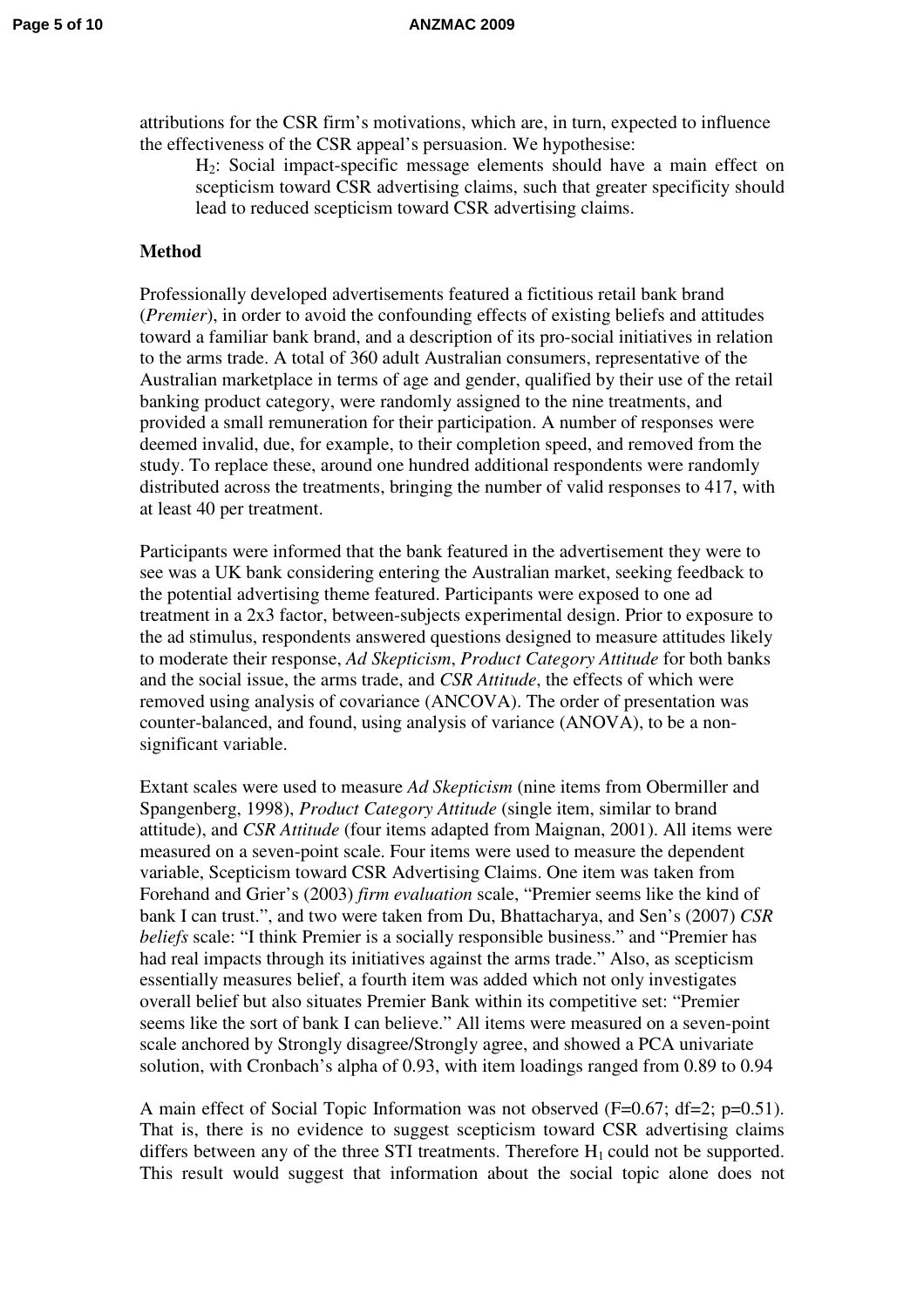attributions for the CSR firm's motivations, which are, in turn, expected to influence the effectiveness of the CSR appeal's persuasion. We hypothesise:

> $H_2$: Social impact-specific message elements should have a main effect on scepticism toward CSR advertising claims, such that greater specificity should lead to reduced scepticism toward CSR advertising claims.

## Method

Professionally developed advertisements featured a fictitious retail bank brand (*Premier*), in order to avoid the confounding effects of existing beliefs and attitudes toward a familiar bank brand, and a description of its pro-social initiatives in relation to the arms trade. A total of 360 adult Australian consumers, representative of the Australian marketplace in terms of age and gender, qualified by their use of the retail banking product category, were randomly assigned to the nine treatments, and provided a small remuneration for their participation. A number of responses were deemed invalid, due, for example, to their completion speed, and removed from the study. To replace these, around one hundred additional respondents were randomly distributed across the treatments, bringing the number of valid responses to 417, with at least 40 per treatment.

Participants were informed that the bank featured in the advertisement they were to see was a UK bank considering entering the Australian market, seeking feedback to the potential advertising theme featured. Participants were exposed to one ad treatment in a 2x3 factor, between-subjects experimental design. Prior to exposure to the ad stimulus, respondents answered questions designed to measure attitudes likely to moderate their response, *Ad Skepticism*, *Product Category Attitude* for both banks and the social issue, the arms trade, and *CSR Attitude*, the effects of which were removed using analysis of covariance (ANCOVA). The order of presentation was counter-balanced, and found, using analysis of variance (ANOVA), to be a non-significant variable.

Extant scales were used to measure *Ad Skepticism* (nine items from Obermiller and Spangenberg, 1998), *Product Category Attitude* (single item, similar to brand attitude), and *CSR Attitude* (four items adapted from Maignan, 2001). All items were measured on a seven-point scale. Four items were used to measure the dependent variable, Scepticism toward CSR Advertising Claims. One item was taken from Forehand and Grier's (2003) *firm evaluation* scale, "Premier seems like the kind of bank I can trust.", and two were taken from Du, Bhattacharya, and Sen's (2007) *CSR beliefs* scale: "I think Premier is a socially responsible business." and "Premier has had real impacts through its initiatives against the arms trade." Also, as scepticism essentially measures belief, a fourth item was added which not only investigates overall belief but also situates Premier Bank within its competitive set: "Premier seems like the sort of bank I can believe." All items were measured on a seven-point scale anchored by Strongly disagree/Strongly agree, and showed a PCA univariate solution, with Cronbach's alpha of 0.93, with item loadings ranged from 0.89 to 0.94

A main effect of Social Topic Information was not observed ($F=0.67$; $df=2$; $p=0.51$). That is, there is no evidence to suggest scepticism toward CSR advertising claims differs between any of the three STI treatments. Therefore $H_1$ could not be supported. This result would suggest that information about the social topic alone does not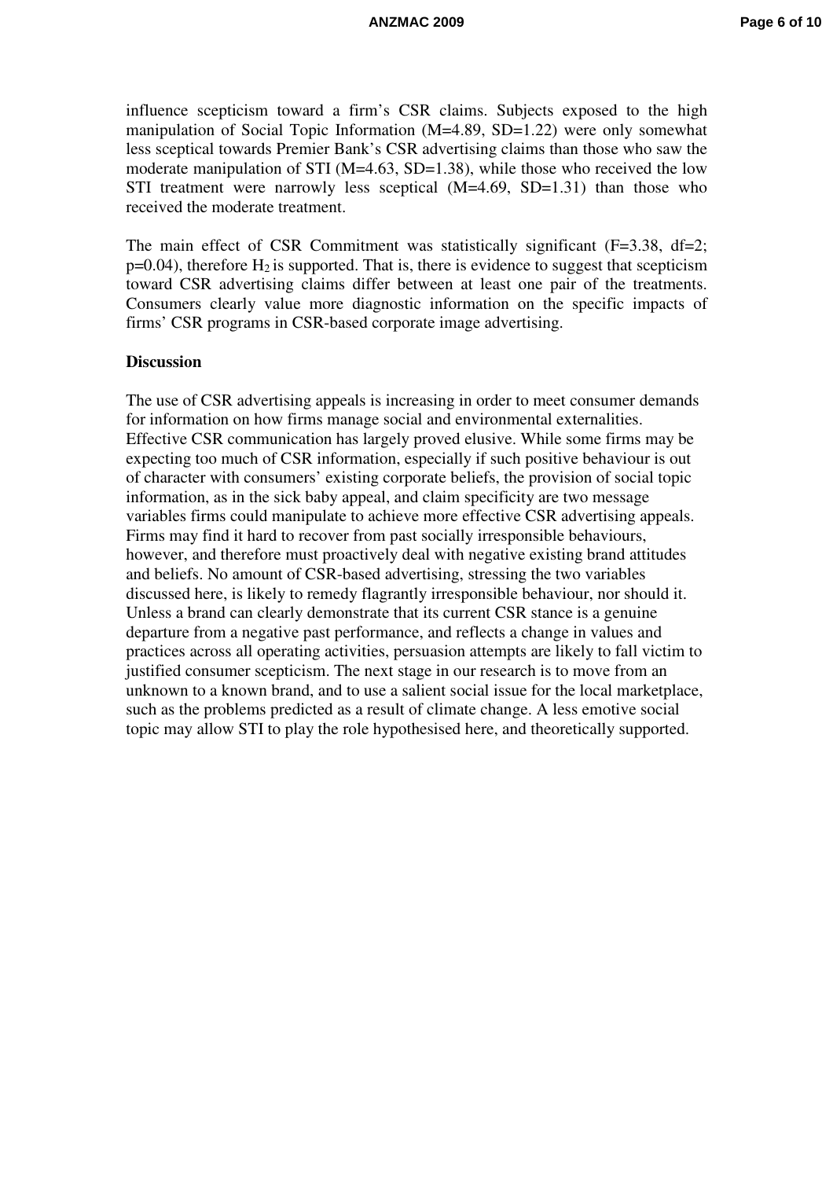influence scepticism toward a firm's CSR claims. Subjects exposed to the high manipulation of Social Topic Information ($M=4.89$, $SD=1.22$) were only somewhat less sceptical towards Premier Bank's CSR advertising claims than those who saw the moderate manipulation of STI ($M=4.63$, $SD=1.38$), while those who received the low STI treatment were narrowly less sceptical ($M=4.69$, $SD=1.31$) than those who received the moderate treatment.

The main effect of CSR Commitment was statistically significant ($F=3.38$, $df=2$; $p=0.04$), therefore $H_2$ is supported. That is, there is evidence to suggest that scepticism toward CSR advertising claims differ between at least one pair of the treatments. Consumers clearly value more diagnostic information on the specific impacts of firms' CSR programs in CSR-based corporate image advertising.

**Discussion**

The use of CSR advertising appeals is increasing in order to meet consumer demands for information on how firms manage social and environmental externalities. Effective CSR communication has largely proved elusive. While some firms may be expecting too much of CSR information, especially if such positive behaviour is out of character with consumers' existing corporate beliefs, the provision of social topic information, as in the sick baby appeal, and claim specificity are two message variables firms could manipulate to achieve more effective CSR advertising appeals. Firms may find it hard to recover from past socially irresponsible behaviours, however, and therefore must proactively deal with negative existing brand attitudes and beliefs. No amount of CSR-based advertising, stressing the two variables discussed here, is likely to remedy flagrantly irresponsible behaviour, nor should it. Unless a brand can clearly demonstrate that its current CSR stance is a genuine departure from a negative past performance, and reflects a change in values and practices across all operating activities, persuasion attempts are likely to fall victim to justified consumer scepticism. The next stage in our research is to move from an unknown to a known brand, and to use a salient social issue for the local marketplace, such as the problems predicted as a result of climate change. A less emotive social topic may allow STI to play the role hypothesised here, and theoretically supported.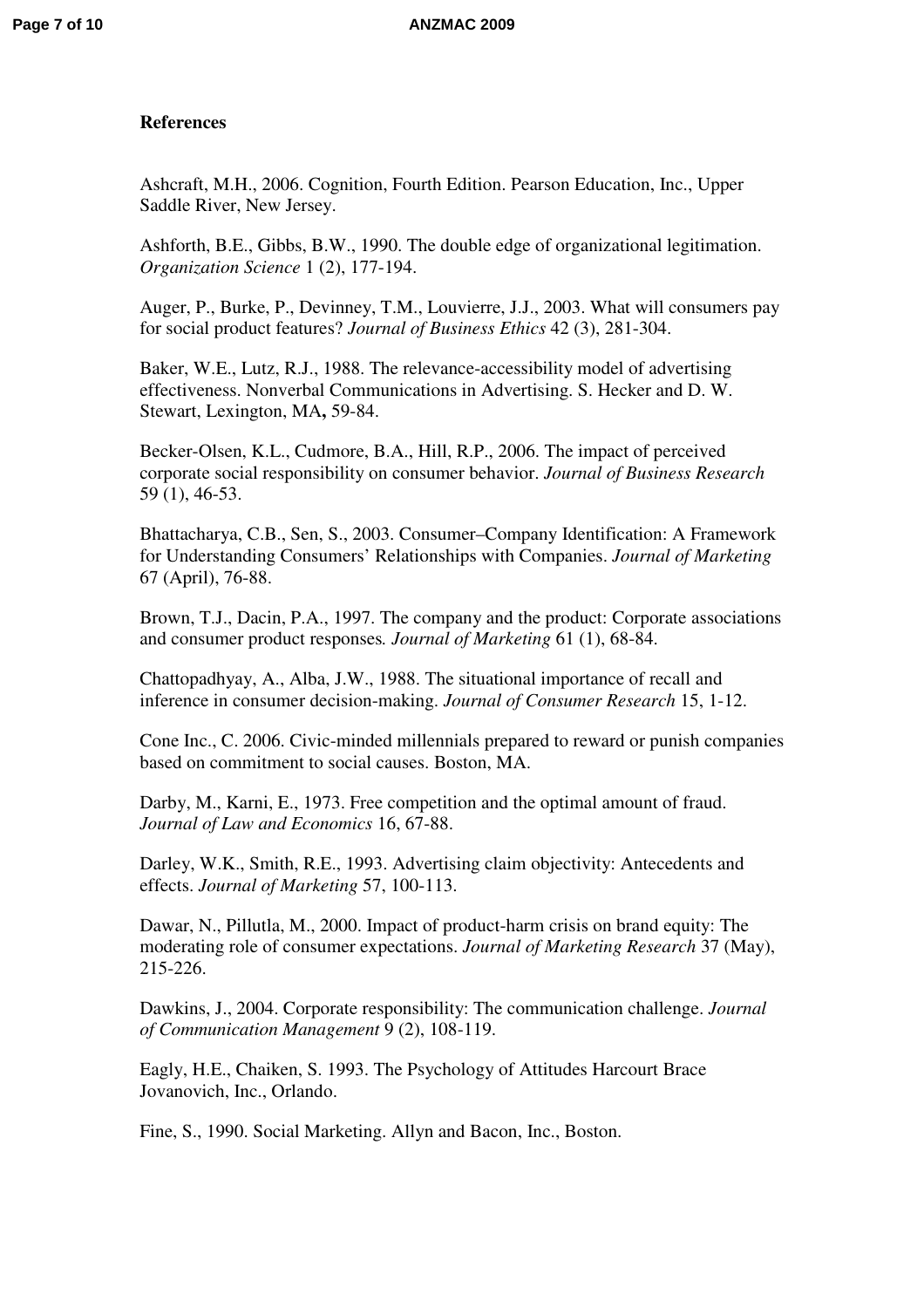**References**

Ashcraft, M.H., 2006. Cognition, Fourth Edition. Pearson Education, Inc., Upper Saddle River, New Jersey.

Ashforth, B.E., Gibbs, B.W., 1990. The double edge of organizational legitimation. *Organization Science* 1 (2), 177-194.

Auger, P., Burke, P., Devinney, T.M., Louvierre, J.J., 2003. What will consumers pay for social product features? *Journal of Business Ethics* 42 (3), 281-304.

Baker, W.E., Lutz, R.J., 1988. The relevance-accessibility model of advertising effectiveness. Nonverbal Communications in Advertising. S. Hecker and D. W. Stewart, Lexington, MA**,** 59-84.

Becker-Olsen, K.L., Cudmore, B.A., Hill, R.P., 2006. The impact of perceived corporate social responsibility on consumer behavior. *Journal of Business Research* 59 (1), 46-53.

Bhattacharya, C.B., Sen, S., 2003. Consumer–Company Identification: A Framework for Understanding Consumers' Relationships with Companies. *Journal of Marketing* 67 (April), 76-88.

Brown, T.J., Dacin, P.A., 1997. The company and the product: Corporate associations and consumer product responses*. Journal of Marketing* 61 (1), 68-84.

Chattopadhyay, A., Alba, J.W., 1988. The situational importance of recall and inference in consumer decision-making. *Journal of Consumer Research* 15, 1-12.

Cone Inc., C. 2006. Civic-minded millennials prepared to reward or punish companies based on commitment to social causes. Boston, MA.

Darby, M., Karni, E., 1973. Free competition and the optimal amount of fraud. *Journal of Law and Economics* 16, 67-88.

Darley, W.K., Smith, R.E., 1993. Advertising claim objectivity: Antecedents and effects. *Journal of Marketing* 57, 100-113.

Dawar, N., Pillutla, M., 2000. Impact of product-harm crisis on brand equity: The moderating role of consumer expectations. *Journal of Marketing Research* 37 (May), 215-226.

Dawkins, J., 2004. Corporate responsibility: The communication challenge. *Journal of Communication Management* 9 (2), 108-119.

Eagly, H.E., Chaiken, S. 1993. The Psychology of Attitudes Harcourt Brace Jovanovich, Inc., Orlando.

Fine, S., 1990. Social Marketing. Allyn and Bacon, Inc., Boston.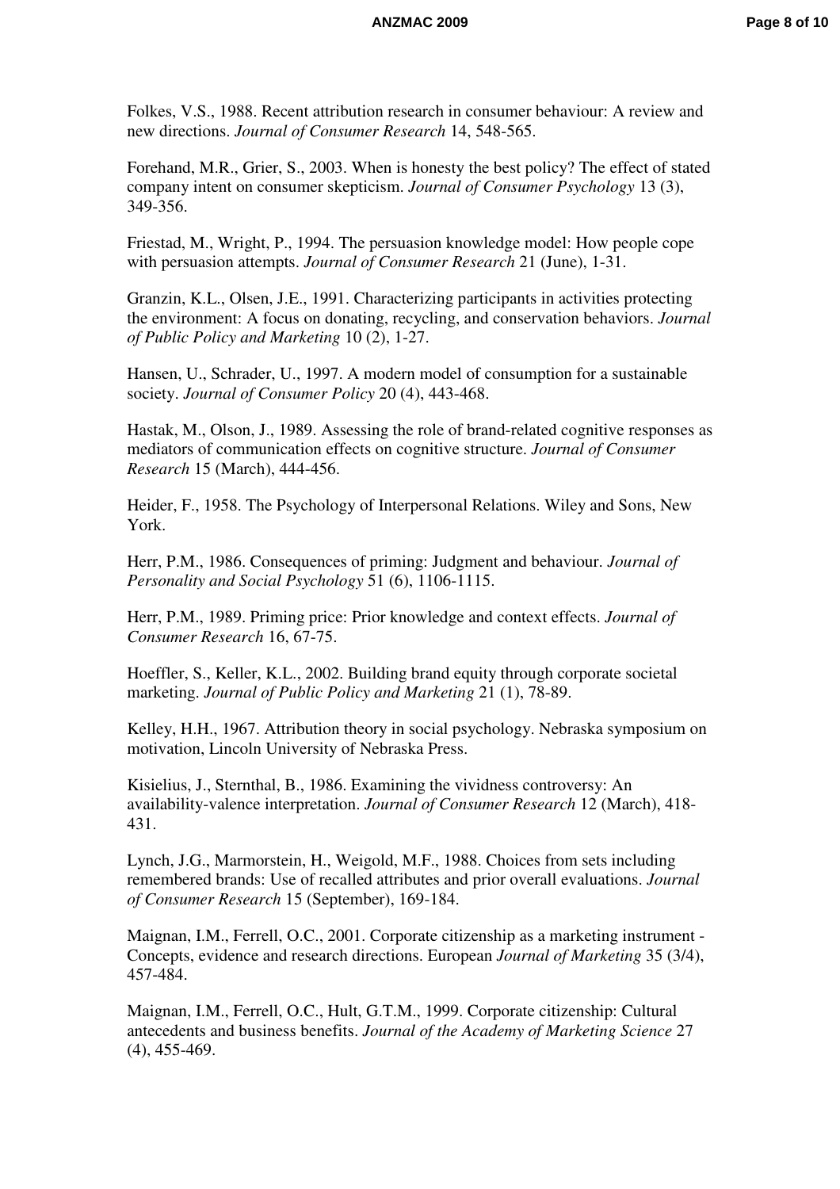Folkes, V.S., 1988. Recent attribution research in consumer behaviour: A review and new directions. *Journal of Consumer Research* 14, 548-565.

Forehand, M.R., Grier, S., 2003. When is honesty the best policy? The effect of stated company intent on consumer skepticism. *Journal of Consumer Psychology* 13 (3), 349-356.

Friestad, M., Wright, P., 1994. The persuasion knowledge model: How people cope with persuasion attempts. *Journal of Consumer Research* 21 (June), 1-31.

Granzin, K.L., Olsen, J.E., 1991. Characterizing participants in activities protecting the environment: A focus on donating, recycling, and conservation behaviors. *Journal of Public Policy and Marketing* 10 (2), 1-27.

Hansen, U., Schrader, U., 1997. A modern model of consumption for a sustainable society. *Journal of Consumer Policy* 20 (4), 443-468.

Hastak, M., Olson, J., 1989. Assessing the role of brand-related cognitive responses as mediators of communication effects on cognitive structure. *Journal of Consumer Research* 15 (March), 444-456.

Heider, F., 1958. The Psychology of Interpersonal Relations. Wiley and Sons, New York.

Herr, P.M., 1986. Consequences of priming: Judgment and behaviour. *Journal of Personality and Social Psychology* 51 (6), 1106-1115.

Herr, P.M., 1989. Priming price: Prior knowledge and context effects. *Journal of Consumer Research* 16, 67-75.

Hoeffler, S., Keller, K.L., 2002. Building brand equity through corporate societal marketing. *Journal of Public Policy and Marketing* 21 (1), 78-89.

Kelley, H.H., 1967. Attribution theory in social psychology. Nebraska symposium on motivation, Lincoln University of Nebraska Press.

Kisielius, J., Sternthal, B., 1986. Examining the vividness controversy: An availability-valence interpretation. *Journal of Consumer Research* 12 (March), 418-431.

Lynch, J.G., Marmorstein, H., Weigold, M.F., 1988. Choices from sets including remembered brands: Use of recalled attributes and prior overall evaluations. *Journal of Consumer Research* 15 (September), 169-184.

Maignan, I.M., Ferrell, O.C., 2001. Corporate citizenship as a marketing instrument - Concepts, evidence and research directions. European *Journal of Marketing* 35 (3/4), 457-484.

Maignan, I.M., Ferrell, O.C., Hult, G.T.M., 1999. Corporate citizenship: Cultural antecedents and business benefits. *Journal of the Academy of Marketing Science* 27 (4), 455-469.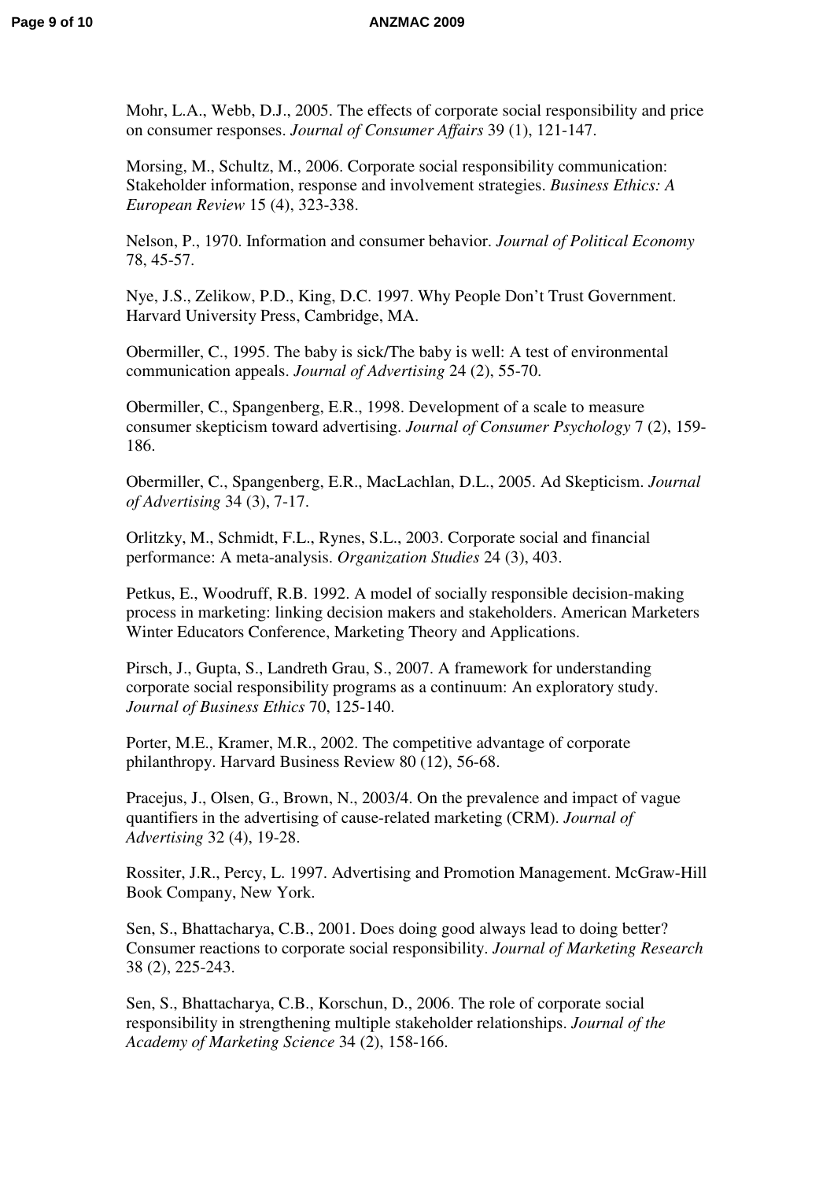Mohr, L.A., Webb, D.J., 2005. The effects of corporate social responsibility and price on consumer responses. *Journal of Consumer Affairs* 39 (1), 121-147.

Morsing, M., Schultz, M., 2006. Corporate social responsibility communication: Stakeholder information, response and involvement strategies. *Business Ethics: A European Review* 15 (4), 323-338.

Nelson, P., 1970. Information and consumer behavior. *Journal of Political Economy* 78, 45-57.

Nye, J.S., Zelikow, P.D., King, D.C. 1997. Why People Don't Trust Government. Harvard University Press, Cambridge, MA.

Obermiller, C., 1995. The baby is sick/The baby is well: A test of environmental communication appeals. *Journal of Advertising* 24 (2), 55-70.

Obermiller, C., Spangenberg, E.R., 1998. Development of a scale to measure consumer skepticism toward advertising. *Journal of Consumer Psychology* 7 (2), 159-186.

Obermiller, C., Spangenberg, E.R., MacLachlan, D.L., 2005. Ad Skepticism. *Journal of Advertising* 34 (3), 7-17.

Orlitzky, M., Schmidt, F.L., Rynes, S.L., 2003. Corporate social and financial performance: A meta-analysis. *Organization Studies* 24 (3), 403.

Petkus, E., Woodruff, R.B. 1992. A model of socially responsible decision-making process in marketing: linking decision makers and stakeholders. American Marketers Winter Educators Conference, Marketing Theory and Applications.

Pirsch, J., Gupta, S., Landreth Grau, S., 2007. A framework for understanding corporate social responsibility programs as a continuum: An exploratory study. *Journal of Business Ethics* 70, 125-140.

Porter, M.E., Kramer, M.R., 2002. The competitive advantage of corporate philanthropy. Harvard Business Review 80 (12), 56-68.

Pracejus, J., Olsen, G., Brown, N., 2003/4. On the prevalence and impact of vague quantifiers in the advertising of cause-related marketing (CRM). *Journal of Advertising* 32 (4), 19-28.

Rossiter, J.R., Percy, L. 1997. Advertising and Promotion Management. McGraw-Hill Book Company, New York.

Sen, S., Bhattacharya, C.B., 2001. Does doing good always lead to doing better? Consumer reactions to corporate social responsibility. *Journal of Marketing Research* 38 (2), 225-243.

Sen, S., Bhattacharya, C.B., Korschun, D., 2006. The role of corporate social responsibility in strengthening multiple stakeholder relationships. *Journal of the Academy of Marketing Science* 34 (2), 158-166.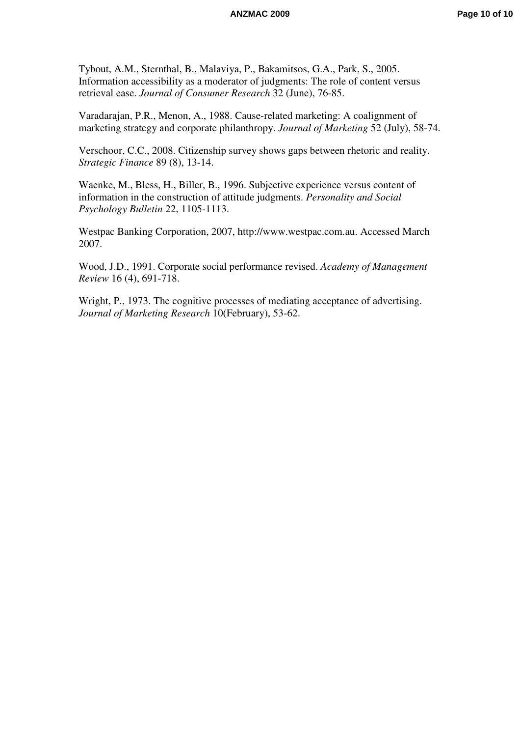Tybout, A.M., Sternthal, B., Malaviya, P., Bakamitsos, G.A., Park, S., 2005. Information accessibility as a moderator of judgments: The role of content versus retrieval ease. *Journal of Consumer Research* 32 (June), 76-85.

Varadarajan, P.R., Menon, A., 1988. Cause-related marketing: A coalignment of marketing strategy and corporate philanthropy. *Journal of Marketing* 52 (July), 58-74.

Verschoor, C.C., 2008. Citizenship survey shows gaps between rhetoric and reality. *Strategic Finance* 89 (8), 13-14.

Waenke, M., Bless, H., Biller, B., 1996. Subjective experience versus content of information in the construction of attitude judgments. *Personality and Social Psychology Bulletin* 22, 1105-1113.

Westpac Banking Corporation, 2007, http://www.westpac.com.au. Accessed March 2007.

Wood, J.D., 1991. Corporate social performance revised. *Academy of Management Review* 16 (4), 691-718.

Wright, P., 1973. The cognitive processes of mediating acceptance of advertising. *Journal of Marketing Research* 10(February), 53-62.